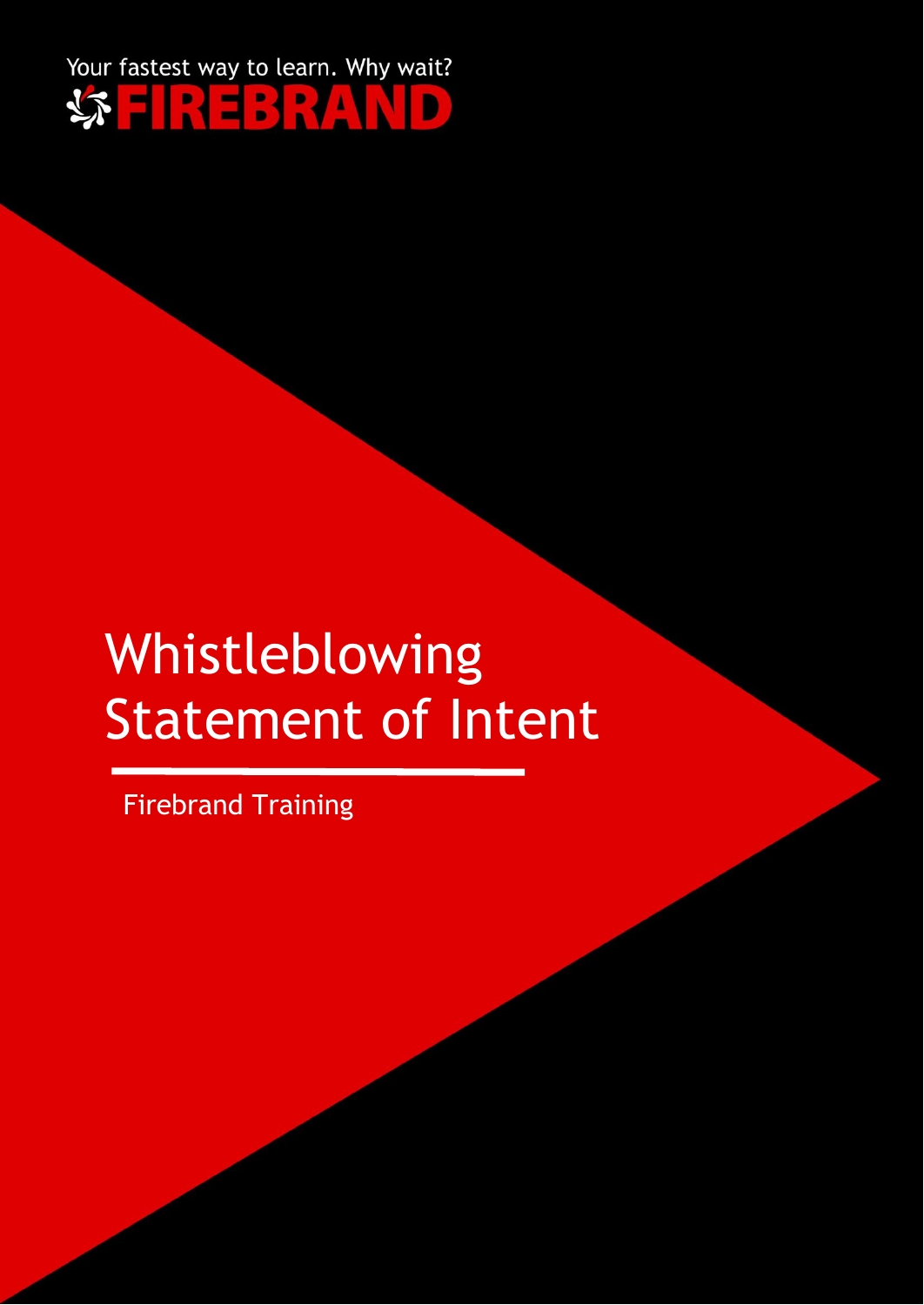Your fastest way to learn. Why wait?

FIREBRAND

# Whistleblowing Statement of Intent

Firebrand Training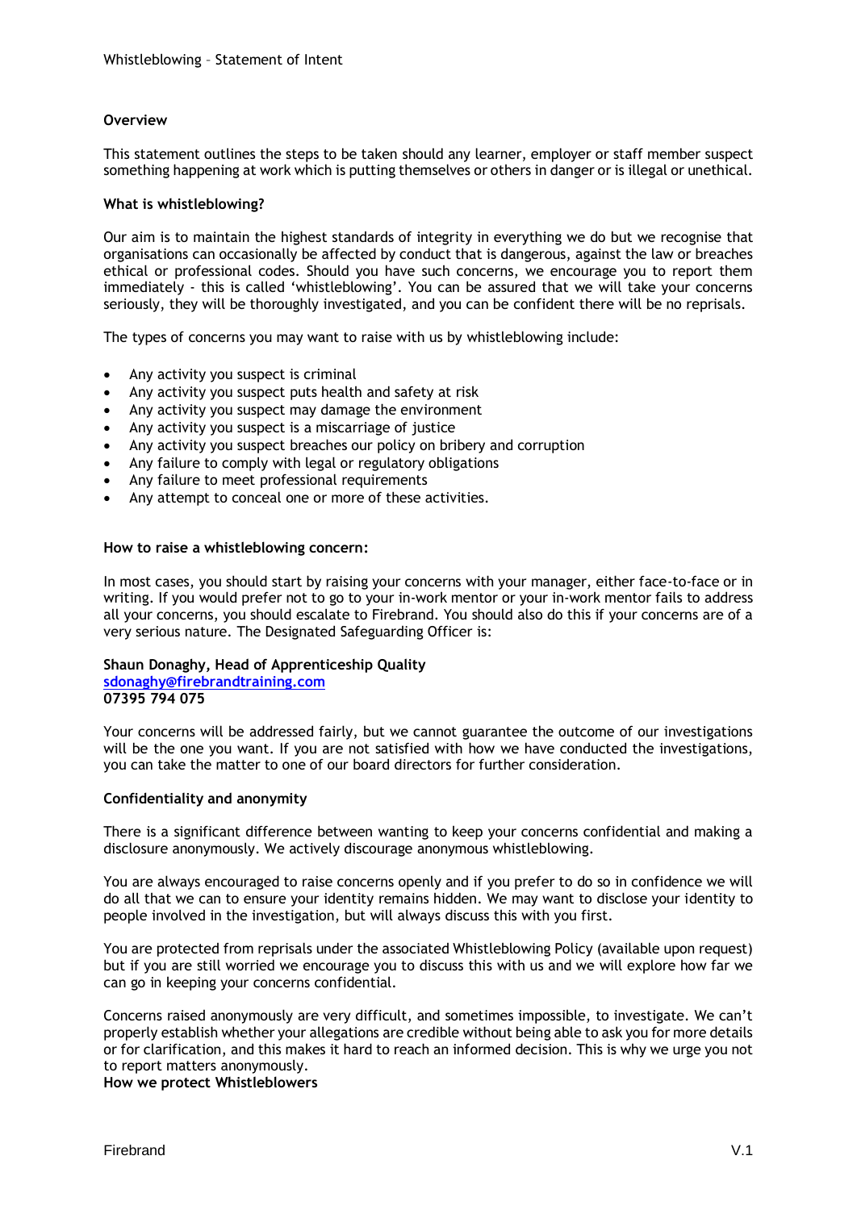**Overview**

This statement outlines the steps to be taken should any learner, employer or staff member suspect something happening at work which is putting themselves or others in danger or is illegal or unethical.

**What is whistleblowing?**

Our aim is to maintain the highest standards of integrity in everything we do but we recognise that organisations can occasionally be affected by conduct that is dangerous, against the law or breaches ethical or professional codes. Should you have such concerns, we encourage you to report them immediately - this is called 'whistleblowing'. You can be assured that we will take your concerns seriously, they will be thoroughly investigated, and you can be confident there will be no reprisals.

The types of concerns you may want to raise with us by whistleblowing include:

- Any activity you suspect is criminal
- Any activity you suspect puts health and safety at risk
- Any activity you suspect may damage the environment
- Any activity you suspect is a miscarriage of justice
- Any activity you suspect breaches our policy on bribery and corruption
- Any failure to comply with legal or regulatory obligations
- Any failure to meet professional requirements
- Any attempt to conceal one or more of these activities.

**How to raise a whistleblowing concern:**

In most cases, you should start by raising your concerns with your manager, either face-to-face or in writing. If you would prefer not to go to your in-work mentor or your in-work mentor fails to address all your concerns, you should escalate to Firebrand. You should also do this if your concerns are of a very serious nature. The Designated Safeguarding Officer is:

**Shaun Donaghy, Head of Apprenticeship Quality**
**sdonaghy@firebrandtraining.com**
**07395 794 075**

Your concerns will be addressed fairly, but we cannot guarantee the outcome of our investigations will be the one you want. If you are not satisfied with how we have conducted the investigations, you can take the matter to one of our board directors for further consideration.

**Confidentiality and anonymity**

There is a significant difference between wanting to keep your concerns confidential and making a disclosure anonymously. We actively discourage anonymous whistleblowing.

You are always encouraged to raise concerns openly and if you prefer to do so in confidence we will do all that we can to ensure your identity remains hidden. We may want to disclose your identity to people involved in the investigation, but will always discuss this with you first.

You are protected from reprisals under the associated Whistleblowing Policy (available upon request) but if you are still worried we encourage you to discuss this with us and we will explore how far we can go in keeping your concerns confidential.

Concerns raised anonymously are very difficult, and sometimes impossible, to investigate. We can't properly establish whether your allegations are credible without being able to ask you for more details or for clarification, and this makes it hard to reach an informed decision. This is why we urge you not to report matters anonymously.

**How we protect Whistleblowers**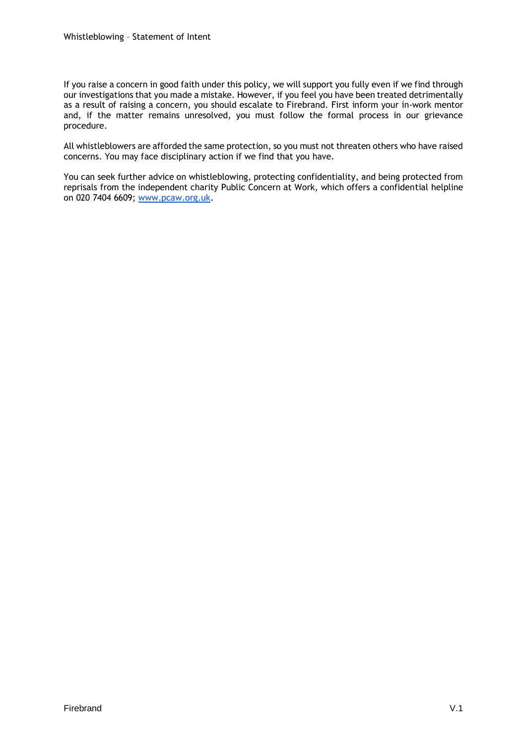If you raise a concern in good faith under this policy, we will support you fully even if we find through our investigations that you made a mistake. However, if you feel you have been treated detrimentally as a result of raising a concern, you should escalate to Firebrand. First inform your in-work mentor and, if the matter remains unresolved, you must follow the formal process in our grievance procedure.

All whistleblowers are afforded the same protection, so you must not threaten others who have raised concerns. You may face disciplinary action if we find that you have.

You can seek further advice on whistleblowing, protecting confidentiality, and being protected from reprisals from the independent charity Public Concern at Work, which offers a confidential helpline on 020 7404 6609; [www.pcaw.org.uk](http://www.pcaw.org.uk).